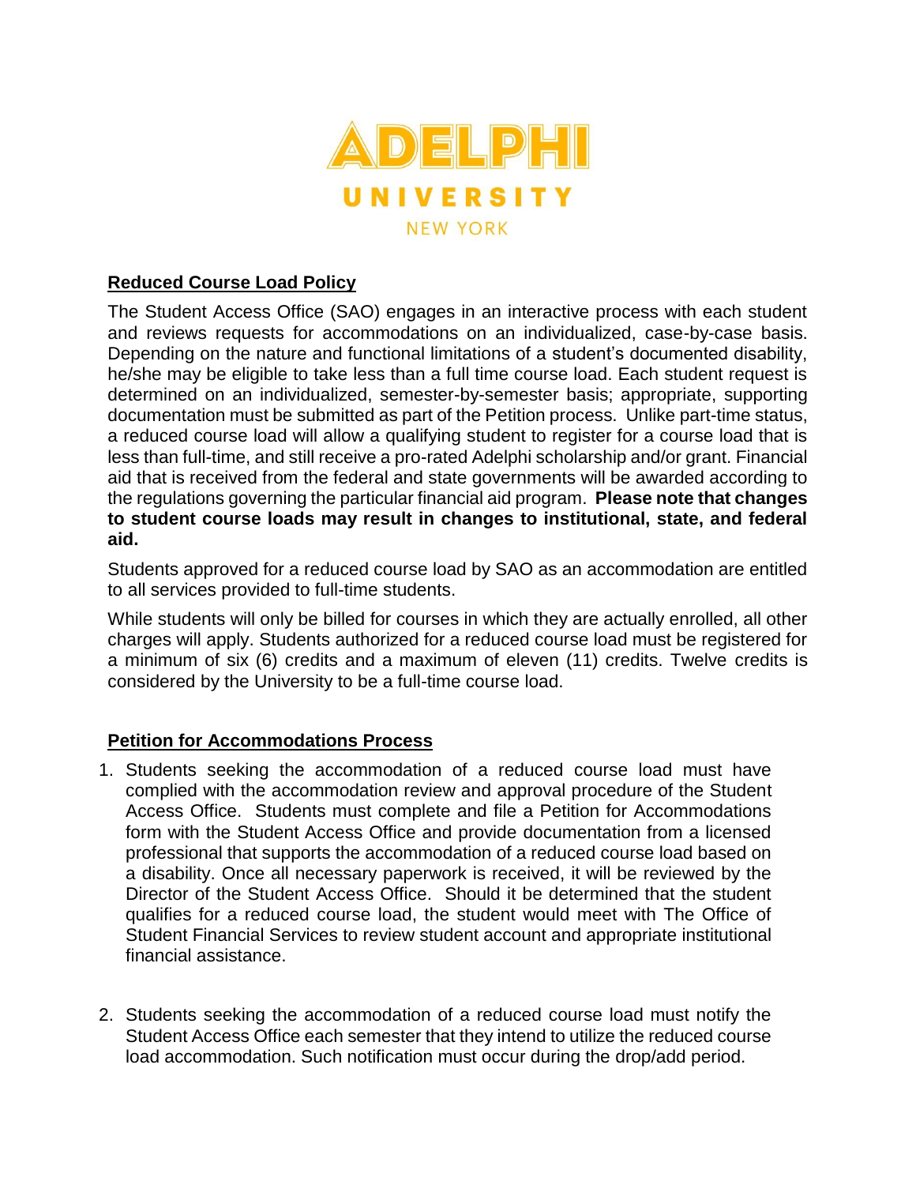ADELPHI UNIVERSITY

NEW YORK

## Reduced Course Load Policy

The Student Access Office (SAO) engages in an interactive process with each student and reviews requests for accommodations on an individualized, case-by-case basis. Depending on the nature and functional limitations of a student's documented disability, he/she may be eligible to take less than a full time course load. Each student request is determined on an individualized, semester-by-semester basis; appropriate, supporting documentation must be submitted as part of the Petition process. Unlike part-time status, a reduced course load will allow a qualifying student to register for a course load that is less than full-time, and still receive a pro-rated Adelphi scholarship and/or grant. Financial aid that is received from the federal and state governments will be awarded according to the regulations governing the particular financial aid program. **Please note that changes to student course loads may result in changes to institutional, state, and federal aid.**

Students approved for a reduced course load by SAO as an accommodation are entitled to all services provided to full-time students.

While students will only be billed for courses in which they are actually enrolled, all other charges will apply. Students authorized for a reduced course load must be registered for a minimum of six (6) credits and a maximum of eleven (11) credits. Twelve credits is considered by the University to be a full-time course load.

## Petition for Accommodations Process

1. Students seeking the accommodation of a reduced course load must have complied with the accommodation review and approval procedure of the Student Access Office. Students must complete and file a Petition for Accommodations form with the Student Access Office and provide documentation from a licensed professional that supports the accommodation of a reduced course load based on a disability. Once all necessary paperwork is received, it will be reviewed by the Director of the Student Access Office. Should it be determined that the student qualifies for a reduced course load, the student would meet with The Office of Student Financial Services to review student account and appropriate institutional financial assistance.

2. Students seeking the accommodation of a reduced course load must notify the Student Access Office each semester that they intend to utilize the reduced course load accommodation. Such notification must occur during the drop/add period.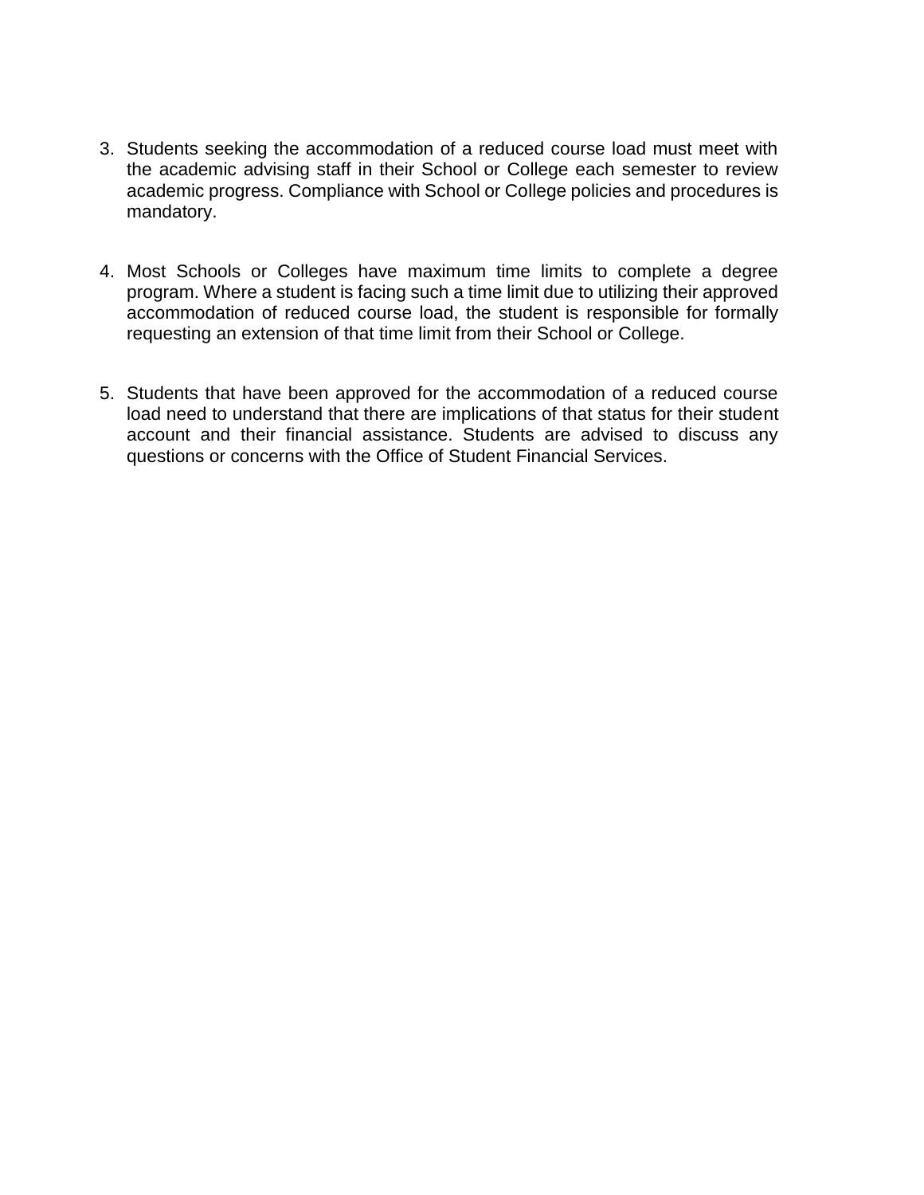3. Students seeking the accommodation of a reduced course load must meet with the academic advising staff in their School or College each semester to review academic progress. Compliance with School or College policies and procedures is mandatory.

4. Most Schools or Colleges have maximum time limits to complete a degree program. Where a student is facing such a time limit due to utilizing their approved accommodation of reduced course load, the student is responsible for formally requesting an extension of that time limit from their School or College.

5. Students that have been approved for the accommodation of a reduced course load need to understand that there are implications of that status for their student account and their financial assistance. Students are advised to discuss any questions or concerns with the Office of Student Financial Services.